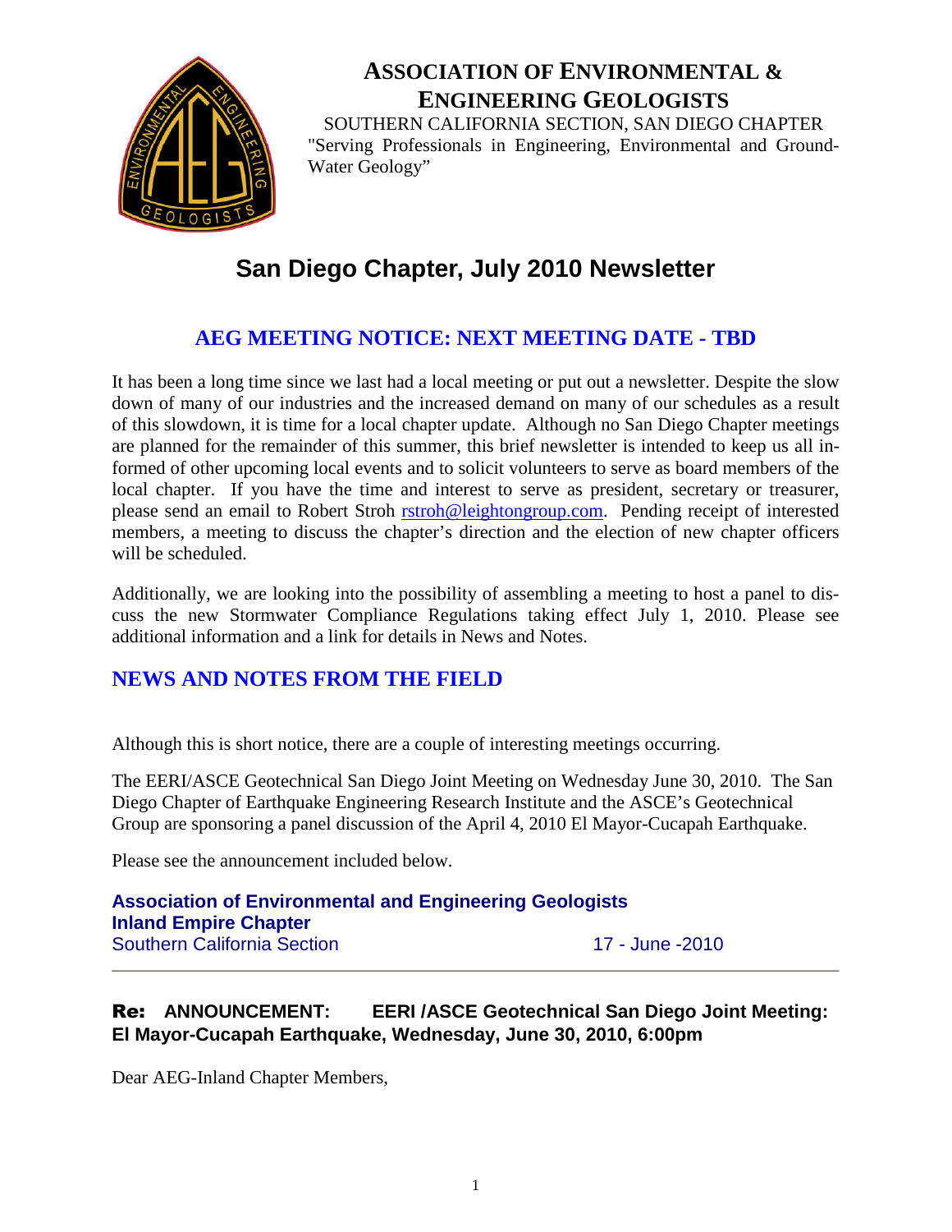# ASSOCIATION OF ENVIRONMENTAL & ENGINEERING GEOLOGISTS

SOUTHERN CALIFORNIA SECTION, SAN DIEGO CHAPTER

"Serving Professionals in Engineering, Environmental and Ground-Water Geology"

# San Diego Chapter, July 2010 Newsletter

## AEG MEETING NOTICE: NEXT MEETING DATE - TBD

It has been a long time since we last had a local meeting or put out a newsletter. Despite the slow down of many of our industries and the increased demand on many of our schedules as a result of this slowdown, it is time for a local chapter update. Although no San Diego Chapter meetings are planned for the remainder of this summer, this brief newsletter is intended to keep us all informed of other upcoming local events and to solicit volunteers to serve as board members of the local chapter. If you have the time and interest to serve as president, secretary or treasurer, please send an email to Robert Stroh rstroh@leightongroup.com. Pending receipt of interested members, a meeting to discuss the chapter's direction and the election of new chapter officers will be scheduled.

Additionally, we are looking into the possibility of assembling a meeting to host a panel to discuss the new Stormwater Compliance Regulations taking effect July 1, 2010. Please see additional information and a link for details in News and Notes.

## NEWS AND NOTES FROM THE FIELD

Although this is short notice, there are a couple of interesting meetings occurring.

The EERI/ASCE Geotechnical San Diego Joint Meeting on Wednesday June 30, 2010. The San Diego Chapter of Earthquake Engineering Research Institute and the ASCE's Geotechnical Group are sponsoring a panel discussion of the April 4, 2010 El Mayor-Cucapah Earthquake.

Please see the announcement included below.

**Association of Environmental and Engineering Geologists**
**Inland Empire Chapter**
Southern California Section 17 - June -2010

---

**Re: ANNOUNCEMENT: EERI /ASCE Geotechnical San Diego Joint Meeting: El Mayor-Cucapah Earthquake, Wednesday, June 30, 2010, 6:00pm**

Dear AEG-Inland Chapter Members,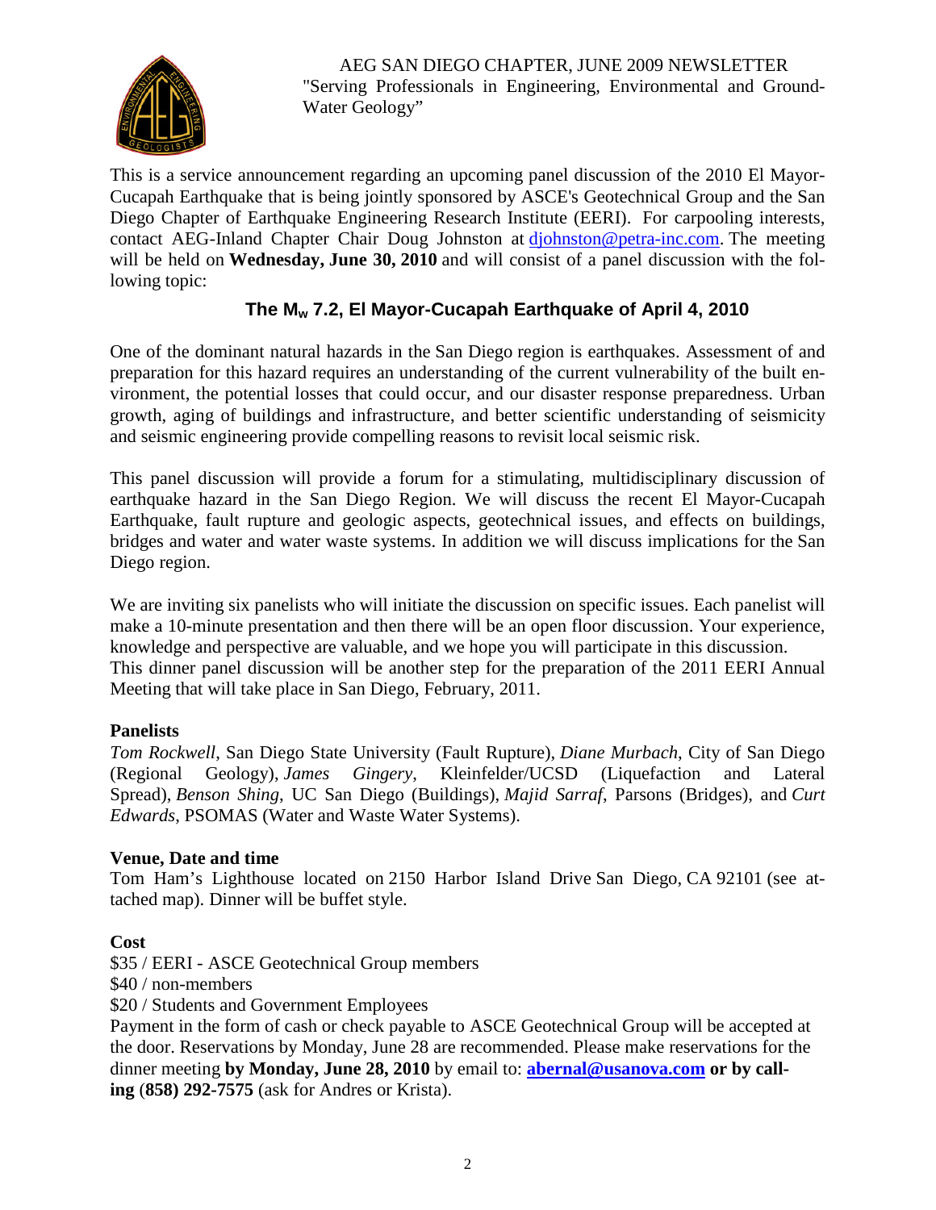AEG SAN DIEGO CHAPTER, JUNE 2009 NEWSLETTER
"Serving Professionals in Engineering, Environmental and Ground-Water Geology"

This is a service announcement regarding an upcoming panel discussion of the 2010 El Mayor-Cucapah Earthquake that is being jointly sponsored by ASCE's Geotechnical Group and the San Diego Chapter of Earthquake Engineering Research Institute (EERI). For carpooling interests, contact AEG-Inland Chapter Chair Doug Johnston at djohnston@petra-inc.com. The meeting will be held on **Wednesday, June 30, 2010** and will consist of a panel discussion with the following topic:

## The $M_w$ 7.2, El Mayor-Cucapah Earthquake of April 4, 2010

One of the dominant natural hazards in the San Diego region is earthquakes. Assessment of and preparation for this hazard requires an understanding of the current vulnerability of the built environment, the potential losses that could occur, and our disaster response preparedness. Urban growth, aging of buildings and infrastructure, and better scientific understanding of seismicity and seismic engineering provide compelling reasons to revisit local seismic risk.

This panel discussion will provide a forum for a stimulating, multidisciplinary discussion of earthquake hazard in the San Diego Region. We will discuss the recent El Mayor-Cucapah Earthquake, fault rupture and geologic aspects, geotechnical issues, and effects on buildings, bridges and water and water waste systems. In addition we will discuss implications for the San Diego region.

We are inviting six panelists who will initiate the discussion on specific issues. Each panelist will make a 10-minute presentation and then there will be an open floor discussion. Your experience, knowledge and perspective are valuable, and we hope you will participate in this discussion.
This dinner panel discussion will be another step for the preparation of the 2011 EERI Annual Meeting that will take place in San Diego, February, 2011.

**Panelists**

*Tom Rockwell*, San Diego State University (Fault Rupture), *Diane Murbach*, City of San Diego (Regional Geology), *James Gingery*, Kleinfelder/UCSD (Liquefaction and Lateral Spread), *Benson Shing*, UC San Diego (Buildings), *Majid Sarraf*, Parsons (Bridges), and *Curt Edwards*, PSOMAS (Water and Waste Water Systems).

**Venue, Date and time**

Tom Ham's Lighthouse located on 2150 Harbor Island Drive San Diego, CA 92101 (see attached map). Dinner will be buffet style.

**Cost**

$35 / EERI - ASCE Geotechnical Group members
$40 / non-members
$20 / Students and Government Employees
Payment in the form of cash or check payable to ASCE Geotechnical Group will be accepted at the door. Reservations by Monday, June 28 are recommended. Please make reservations for the dinner meeting **by Monday, June 28, 2010** by email to: **abernal@usanova.com or by calling (858) 292-7575** (ask for Andres or Krista).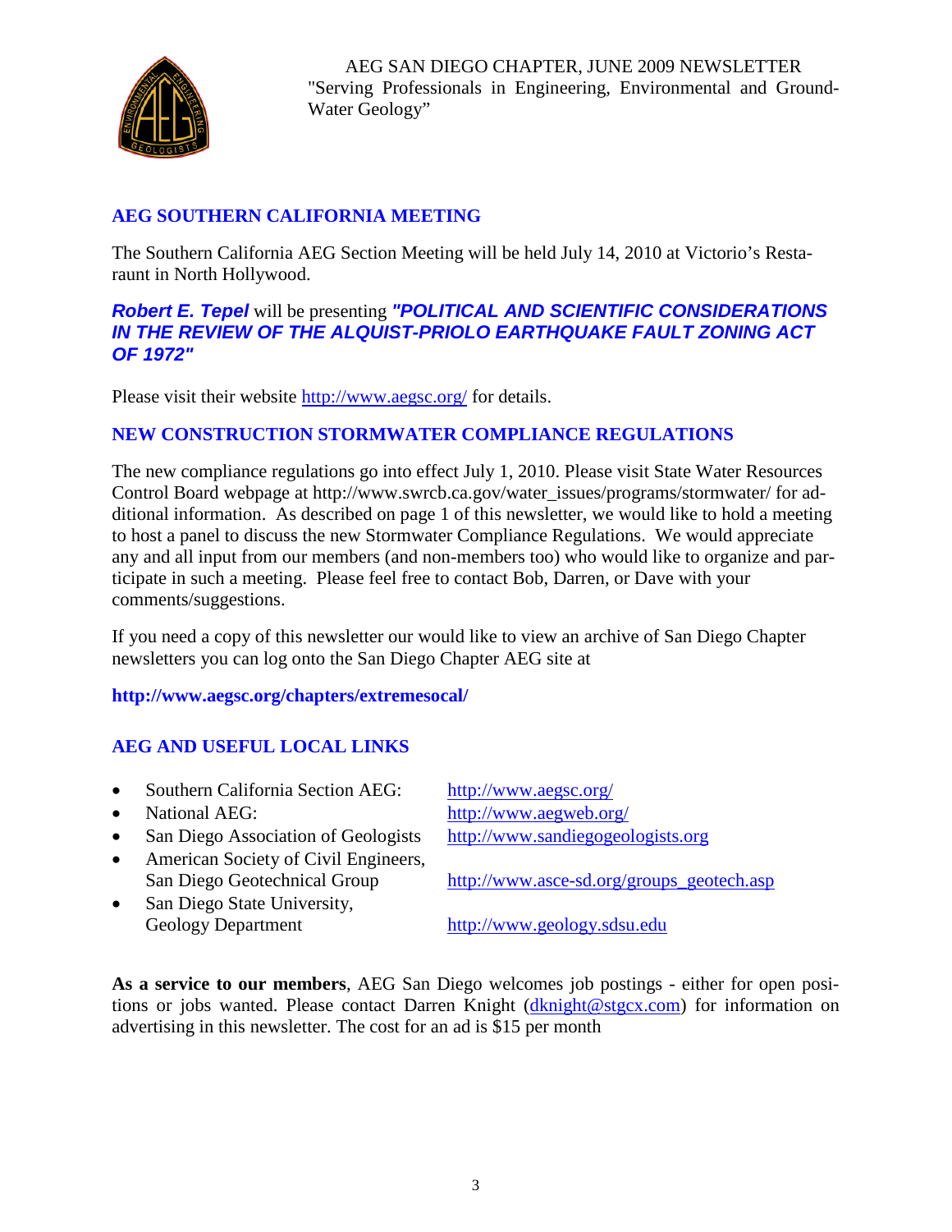AEG SAN DIEGO CHAPTER, JUNE 2009 NEWSLETTER
"Serving Professionals in Engineering, Environmental and Ground-Water Geology"

## AEG SOUTHERN CALIFORNIA MEETING

The Southern California AEG Section Meeting will be held July 14, 2010 at Victorio's Restaraunt in North Hollywood.

***Robert E. Tepel*** will be presenting ***"POLITICAL AND SCIENTIFIC CONSIDERATIONS IN THE REVIEW OF THE ALQUIST-PRIOLO EARTHQUAKE FAULT ZONING ACT OF 1972"***

Please visit their website http://www.aegsc.org/ for details.

## NEW CONSTRUCTION STORMWATER COMPLIANCE REGULATIONS

The new compliance regulations go into effect July 1, 2010. Please visit State Water Resources Control Board webpage at http://www.swrcb.ca.gov/water_issues/programs/stormwater/ for additional information. As described on page 1 of this newsletter, we would like to hold a meeting to host a panel to discuss the new Stormwater Compliance Regulations. We would appreciate any and all input from our members (and non-members too) who would like to organize and participate in such a meeting. Please feel free to contact Bob, Darren, or Dave with your comments/suggestions.

If you need a copy of this newsletter our would like to view an archive of San Diego Chapter newsletters you can log onto the San Diego Chapter AEG site at

**http://www.aegsc.org/chapters/extremesocal/**

## AEG AND USEFUL LOCAL LINKS

- Southern California Section AEG: http://www.aegsc.org/
- National AEG: http://www.aegweb.org/
- San Diego Association of Geologists http://www.sandiegogeologists.org
- American Society of Civil Engineers, San Diego Geotechnical Group http://www.asce-sd.org/groups_geotech.asp
- San Diego State University, Geology Department http://www.geology.sdsu.edu

**As a service to our members**, AEG San Diego welcomes job postings - either for open positions or jobs wanted. Please contact Darren Knight (dknight@stgcx.com) for information on advertising in this newsletter. The cost for an ad is $15 per month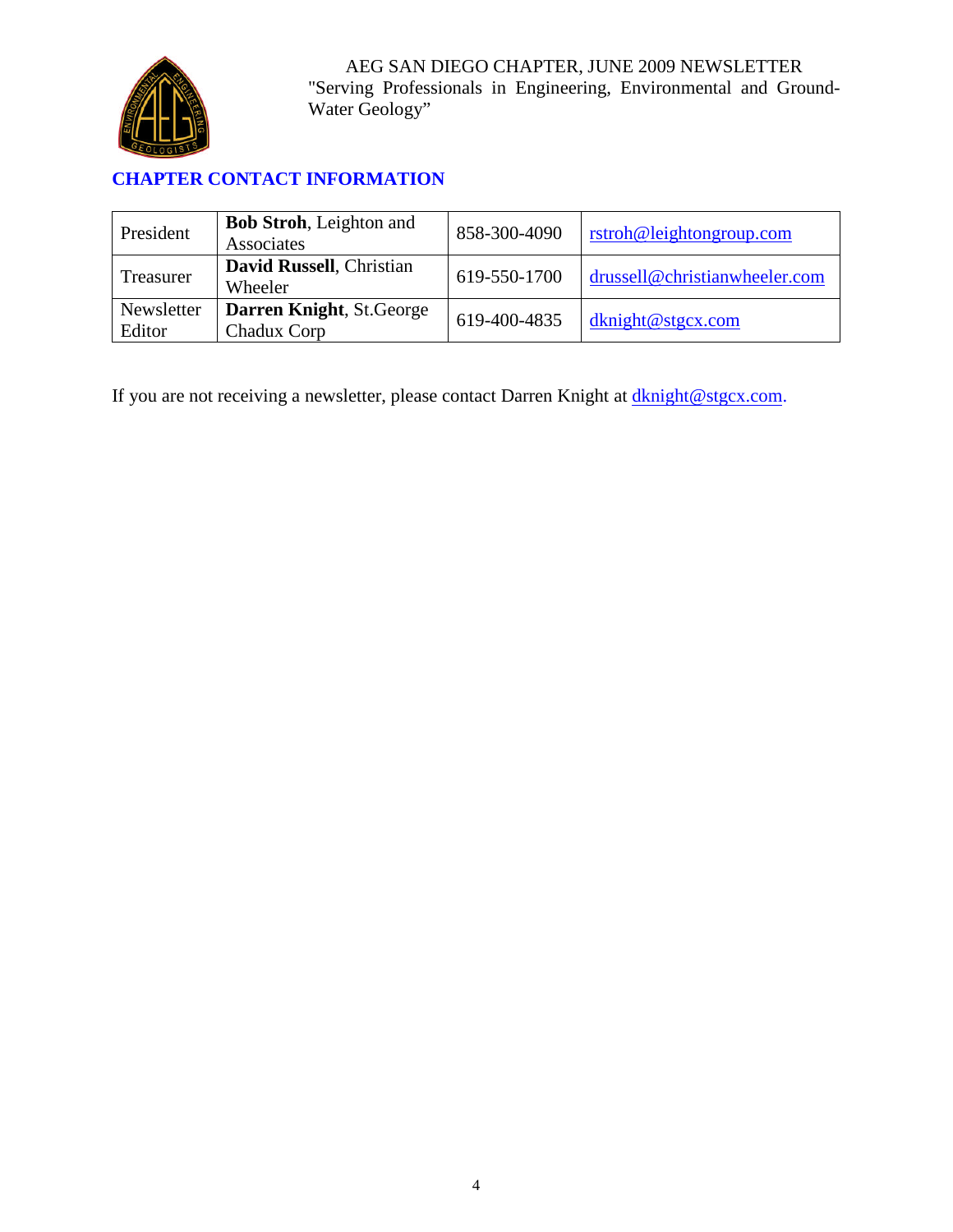AEG SAN DIEGO CHAPTER, JUNE 2009 NEWSLETTER
"Serving Professionals in Engineering, Environmental and Ground-Water Geology"

## CHAPTER CONTACT INFORMATION

| | | | |
|---|---|---|---|
| President | **Bob Stroh**, Leighton and Associates | 858-300-4090 | rstroh@leightongroup.com |
| Treasurer | **David Russell**, Christian Wheeler | 619-550-1700 | drussell@christianwheeler.com |
| Newsletter Editor | **Darren Knight**, St.George Chadux Corp | 619-400-4835 | dknight@stgcx.com |

If you are not receiving a newsletter, please contact Darren Knight at dknight@stgcx.com.